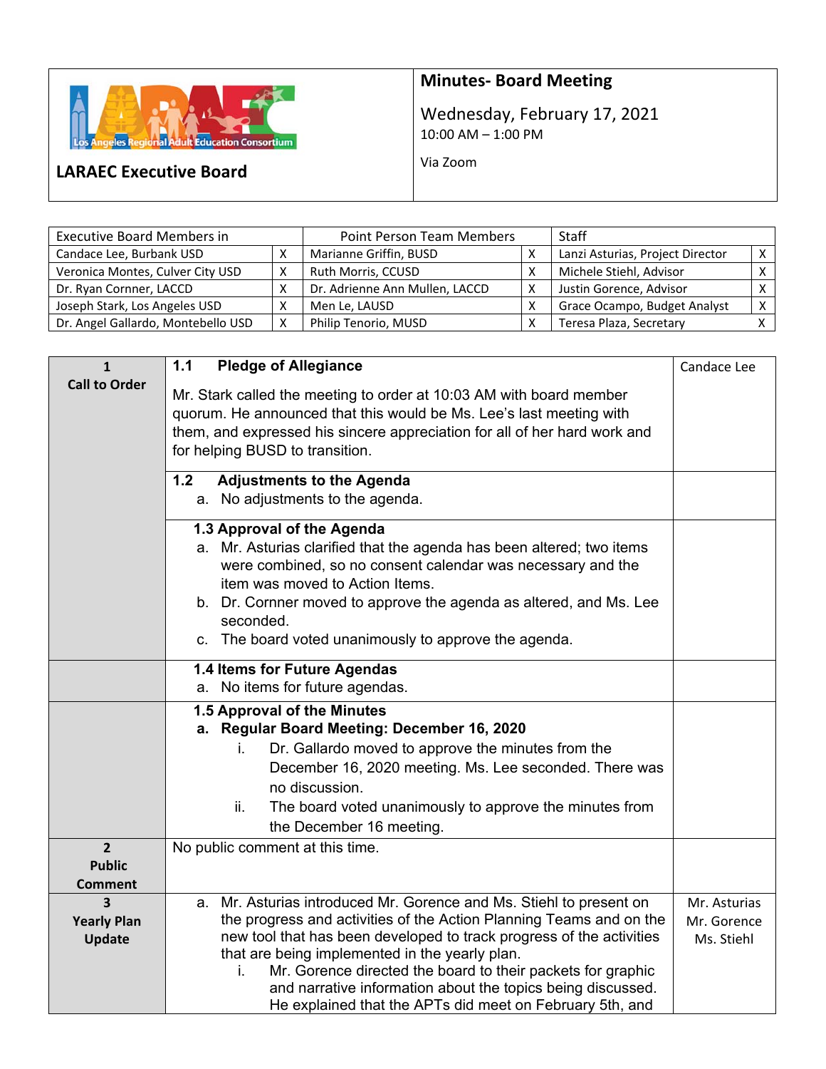# LARAEC Executive Board

**Minutes- Board Meeting**

Wednesday, February 17, 2021
10:00 AM – 1:00 PM

Via Zoom

| Executive Board Members in | | Point Person Team Members | | Staff | |
|---|---|---|---|---|---|
| Candace Lee, Burbank USD | X | Marianne Griffin, BUSD | X | Lanzi Asturias, Project Director | X |
| Veronica Montes, Culver City USD | X | Ruth Morris, CCUSD | X | Michele Stiehl, Advisor | X |
| Dr. Ryan Cornner, LACCD | X | Dr. Adrienne Ann Mullen, LACCD | X | Justin Gorence, Advisor | X |
| Joseph Stark, Los Angeles USD | X | Men Le, LAUSD | X | Grace Ocampo, Budget Analyst | X |
| Dr. Angel Gallardo, Montebello USD | X | Philip Tenorio, MUSD | X | Teresa Plaza, Secretary | X |

| | | |
|---|---|---|
| **1 Call to Order** | **1.1 Pledge of Allegiance**<br><br>Mr. Stark called the meeting to order at 10:03 AM with board member quorum. He announced that this would be Ms. Lee's last meeting with them, and expressed his sincere appreciation for all of her hard work and for helping BUSD to transition. | Candace Lee |
| | **1.2 Adjustments to the Agenda**<br>a. No adjustments to the agenda. | |
| | **1.3 Approval of the Agenda**<br>a. Mr. Asturias clarified that the agenda has been altered; two items were combined, so no consent calendar was necessary and the item was moved to Action Items.<br>b. Dr. Cornner moved to approve the agenda as altered, and Ms. Lee seconded.<br>c. The board voted unanimously to approve the agenda. | |
| | **1.4 Items for Future Agendas**<br>a. No items for future agendas. | |
| | **1.5 Approval of the Minutes**<br>**a. Regular Board Meeting: December 16, 2020**<br>i. Dr. Gallardo moved to approve the minutes from the December 16, 2020 meeting. Ms. Lee seconded. There was no discussion.<br>ii. The board voted unanimously to approve the minutes from the December 16 meeting. | |
| **2 Public Comment** | No public comment at this time. | |
| **3 Yearly Plan Update** | a. Mr. Asturias introduced Mr. Gorence and Ms. Stiehl to present on the progress and activities of the Action Planning Teams and on the new tool that has been developed to track progress of the activities that are being implemented in the yearly plan.<br>i. Mr. Gorence directed the board to their packets for graphic and narrative information about the topics being discussed. He explained that the APTs did meet on February 5th, and | Mr. Asturias<br>Mr. Gorence<br>Ms. Stiehl |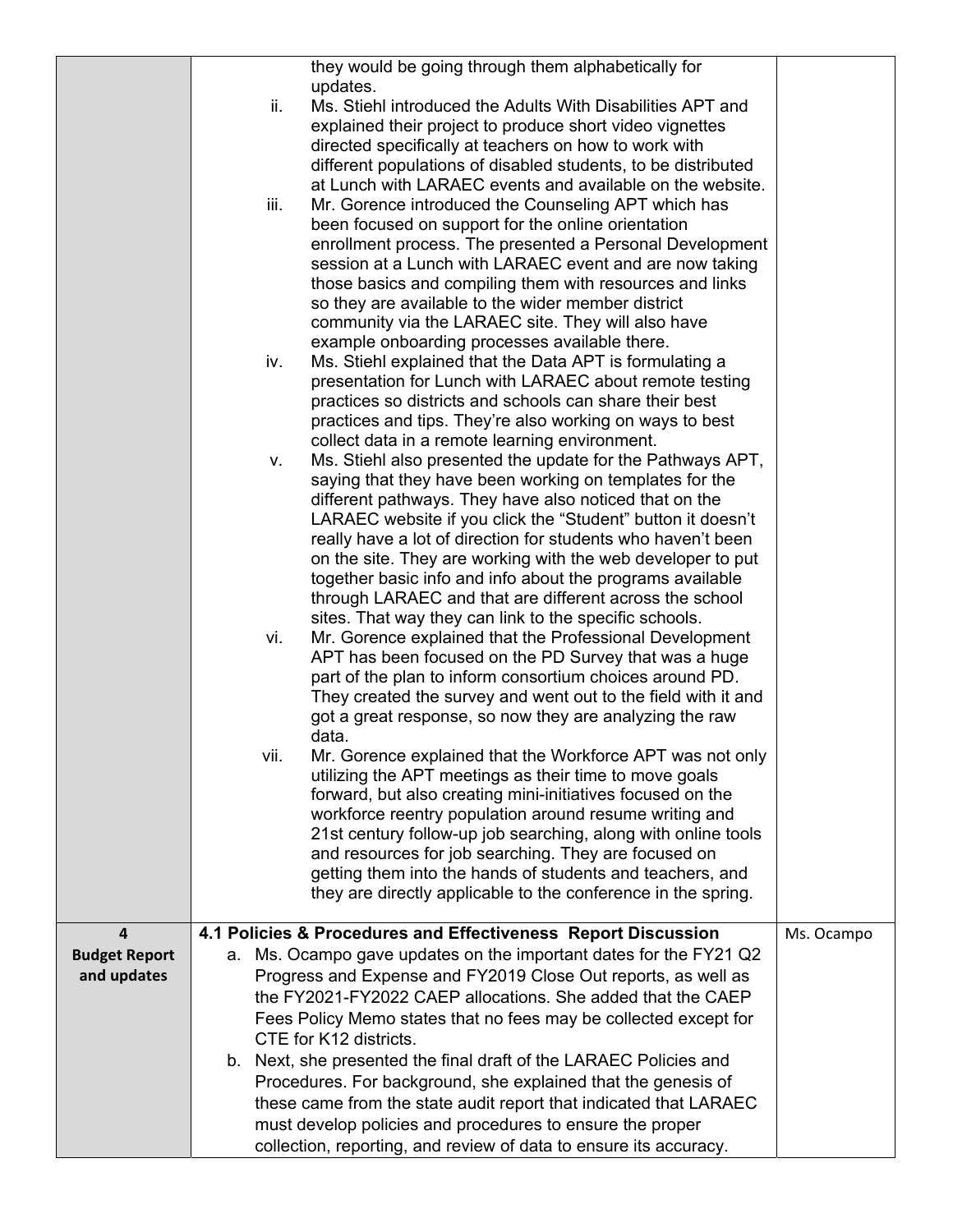| | | |
|---|---|---|
| | they would be going through them alphabetically for updates.<br>ii. Ms. Stiehl introduced the Adults With Disabilities APT and explained their project to produce short video vignettes directed specifically at teachers on how to work with different populations of disabled students, to be distributed at Lunch with LARAEC events and available on the website.<br>iii. Mr. Gorence introduced the Counseling APT which has been focused on support for the online orientation enrollment process. The presented a Personal Development session at a Lunch with LARAEC event and are now taking those basics and compiling them with resources and links so they are available to the wider member district community via the LARAEC site. They will also have example onboarding processes available there.<br>iv. Ms. Stiehl explained that the Data APT is formulating a presentation for Lunch with LARAEC about remote testing practices so districts and schools can share their best practices and tips. They're also working on ways to best collect data in a remote learning environment.<br>v. Ms. Stiehl also presented the update for the Pathways APT, saying that they have been working on templates for the different pathways. They have also noticed that on the LARAEC website if you click the "Student" button it doesn't really have a lot of direction for students who haven't been on the site. They are working with the web developer to put together basic info and info about the programs available through LARAEC and that are different across the school sites. That way they can link to the specific schools.<br>vi. Mr. Gorence explained that the Professional Development APT has been focused on the PD Survey that was a huge part of the plan to inform consortium choices around PD. They created the survey and went out to the field with it and got a great response, so now they are analyzing the raw data.<br>vii. Mr. Gorence explained that the Workforce APT was not only utilizing the APT meetings as their time to move goals forward, but also creating mini-initiatives focused on the workforce reentry population around resume writing and 21st century follow-up job searching, along with online tools and resources for job searching. They are focused on getting them into the hands of students and teachers, and they are directly applicable to the conference in the spring. | |
| **4**<br>**Budget Report and updates** | **4.1 Policies & Procedures and Effectiveness Report Discussion**<br>a. Ms. Ocampo gave updates on the important dates for the FY21 Q2 Progress and Expense and FY2019 Close Out reports, as well as the FY2021-FY2022 CAEP allocations. She added that the CAEP Fees Policy Memo states that no fees may be collected except for CTE for K12 districts.<br>b. Next, she presented the final draft of the LARAEC Policies and Procedures. For background, she explained that the genesis of these came from the state audit report that indicated that LARAEC must develop policies and procedures to ensure the proper collection, reporting, and review of data to ensure its accuracy. | Ms. Ocampo |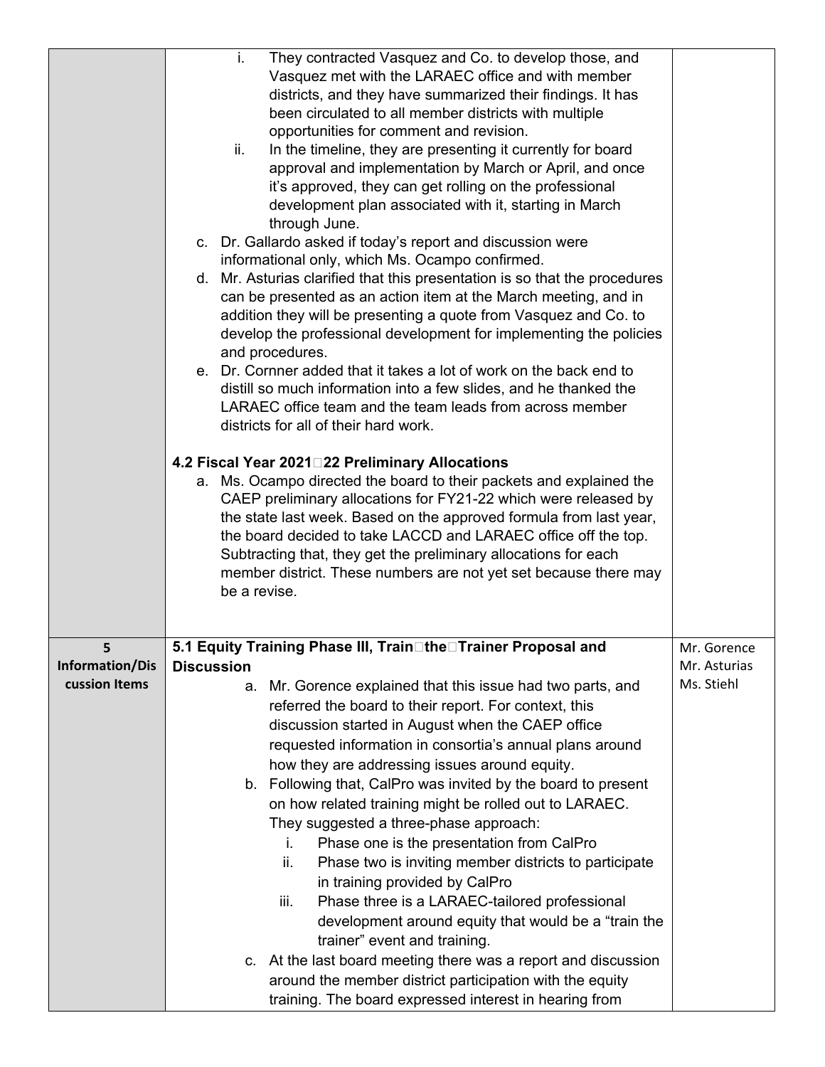| | | |
|---|---|---|
| | i. They contracted Vasquez and Co. to develop those, and Vasquez met with the LARAEC office and with member districts, and they have summarized their findings. It has been circulated to all member districts with multiple opportunities for comment and revision.<br>ii. In the timeline, they are presenting it currently for board approval and implementation by March or April, and once it's approved, they can get rolling on the professional development plan associated with it, starting in March through June.<br>c. Dr. Gallardo asked if today's report and discussion were informational only, which Ms. Ocampo confirmed.<br>d. Mr. Asturias clarified that this presentation is so that the procedures can be presented as an action item at the March meeting, and in addition they will be presenting a quote from Vasquez and Co. to develop the professional development for implementing the policies and procedures.<br>e. Dr. Cornner added that it takes a lot of work on the back end to distill so much information into a few slides, and he thanked the LARAEC office team and the team leads from across member districts for all of their hard work.<br><br>**4.2 Fiscal Year 2021-22 Preliminary Allocations**<br>a. Ms. Ocampo directed the board to their packets and explained the CAEP preliminary allocations for FY21-22 which were released by the state last week. Based on the approved formula from last year, the board decided to take LACCD and LARAEC office off the top. Subtracting that, they get the preliminary allocations for each member district. These numbers are not yet set because there may be a revise. | |
| **5 Information/Discussion Items** | **5.1 Equity Training Phase III, Train-the-Trainer Proposal and Discussion**<br>a. Mr. Gorence explained that this issue had two parts, and referred the board to their report. For context, this discussion started in August when the CAEP office requested information in consortia's annual plans around how they are addressing issues around equity.<br>b. Following that, CalPro was invited by the board to present on how related training might be rolled out to LARAEC. They suggested a three-phase approach:<br>i. Phase one is the presentation from CalPro<br>ii. Phase two is inviting member districts to participate in training provided by CalPro<br>iii. Phase three is a LARAEC-tailored professional development around equity that would be a "train the trainer" event and training.<br>c. At the last board meeting there was a report and discussion around the member district participation with the equity training. The board expressed interest in hearing from | Mr. Gorence<br>Mr. Asturias<br>Ms. Stiehl |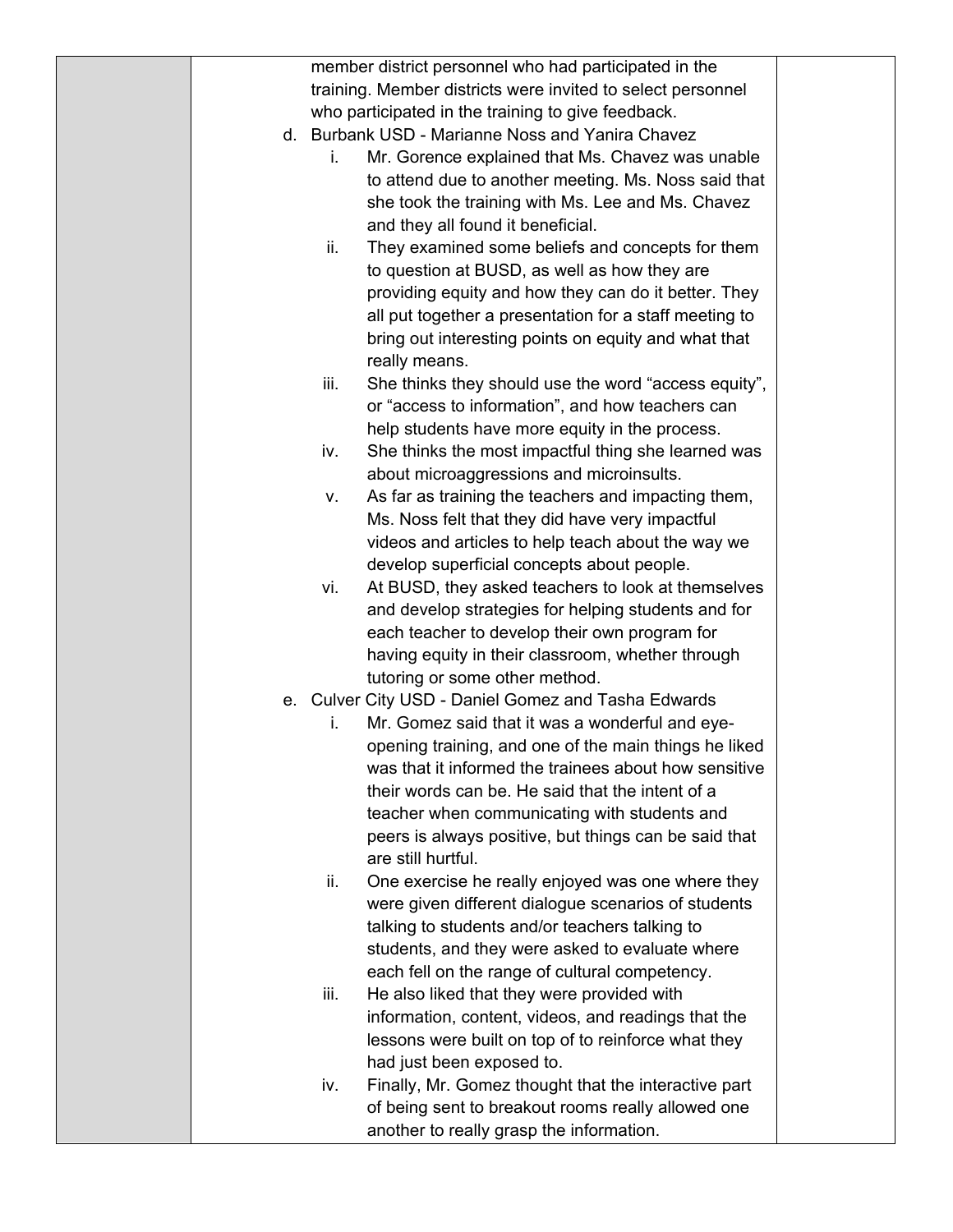member district personnel who had participated in the training. Member districts were invited to select personnel who participated in the training to give feedback.

d. Burbank USD - Marianne Noss and Yanira Chavez
   i. Mr. Gorence explained that Ms. Chavez was unable to attend due to another meeting. Ms. Noss said that she took the training with Ms. Lee and Ms. Chavez and they all found it beneficial.
   ii. They examined some beliefs and concepts for them to question at BUSD, as well as how they are providing equity and how they can do it better. They all put together a presentation for a staff meeting to bring out interesting points on equity and what that really means.
   iii. She thinks they should use the word "access equity", or "access to information", and how teachers can help students have more equity in the process.
   iv. She thinks the most impactful thing she learned was about microaggressions and microinsults.
   v. As far as training the teachers and impacting them, Ms. Noss felt that they did have very impactful videos and articles to help teach about the way we develop superficial concepts about people.
   vi. At BUSD, they asked teachers to look at themselves and develop strategies for helping students and for each teacher to develop their own program for having equity in their classroom, whether through tutoring or some other method.

e. Culver City USD - Daniel Gomez and Tasha Edwards
   i. Mr. Gomez said that it was a wonderful and eye-opening training, and one of the main things he liked was that it informed the trainees about how sensitive their words can be. He said that the intent of a teacher when communicating with students and peers is always positive, but things can be said that are still hurtful.
   ii. One exercise he really enjoyed was one where they were given different dialogue scenarios of students talking to students and/or teachers talking to students, and they were asked to evaluate where each fell on the range of cultural competency.
   iii. He also liked that they were provided with information, content, videos, and readings that the lessons were built on top of to reinforce what they had just been exposed to.
   iv. Finally, Mr. Gomez thought that the interactive part of being sent to breakout rooms really allowed one another to really grasp the information.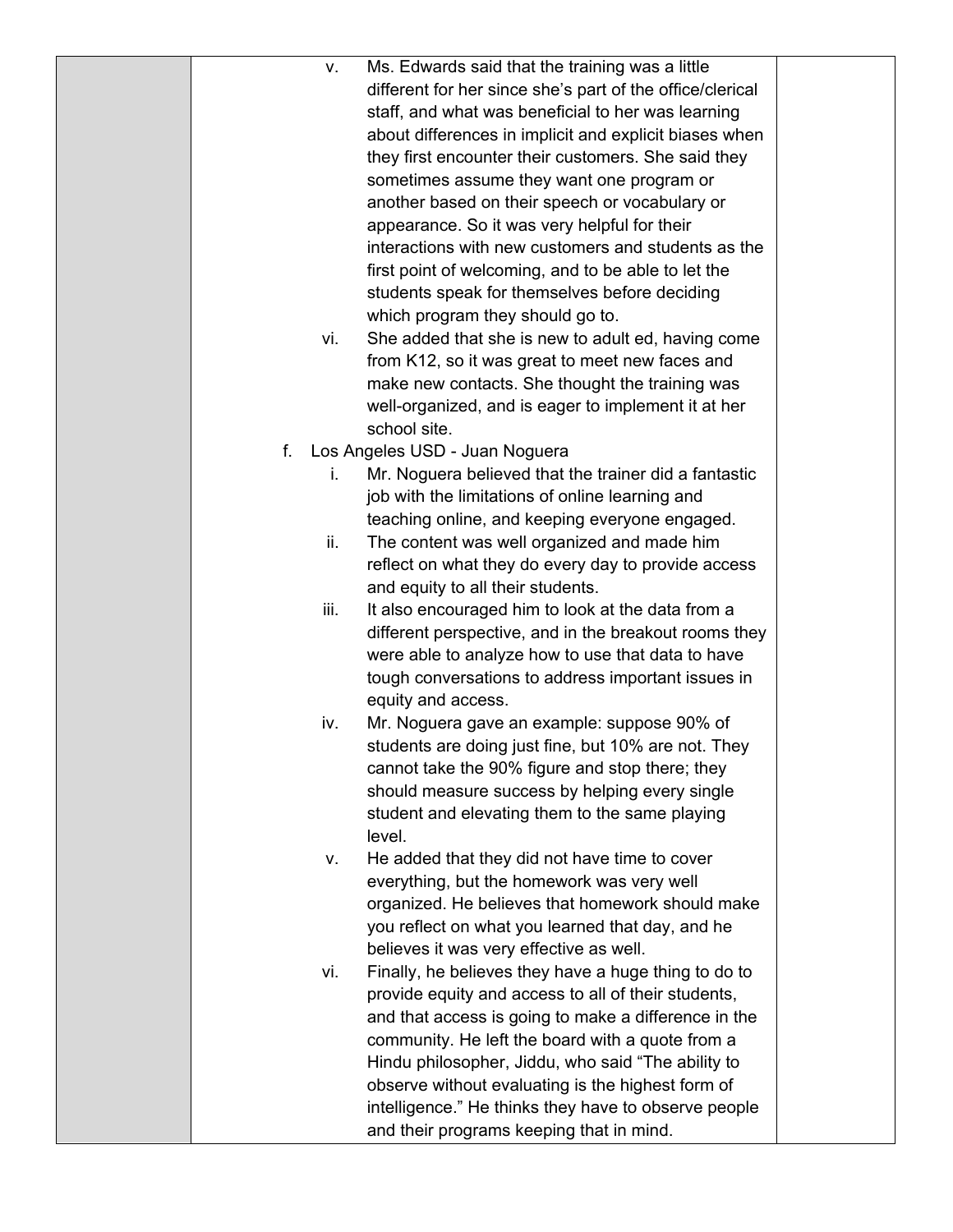| | | |
|---|---|---|
| | v. Ms. Edwards said that the training was a little different for her since she's part of the office/clerical staff, and what was beneficial to her was learning about differences in implicit and explicit biases when they first encounter their customers. She said they sometimes assume they want one program or another based on their speech or vocabulary or appearance. So it was very helpful for their interactions with new customers and students as the first point of welcoming, and to be able to let the students speak for themselves before deciding which program they should go to.<br>vi. She added that she is new to adult ed, having come from K12, so it was great to meet new faces and make new contacts. She thought the training was well-organized, and is eager to implement it at her school site.<br>f. Los Angeles USD - Juan Noguera<br>i. Mr. Noguera believed that the trainer did a fantastic job with the limitations of online learning and teaching online, and keeping everyone engaged.<br>ii. The content was well organized and made him reflect on what they do every day to provide access and equity to all their students.<br>iii. It also encouraged him to look at the data from a different perspective, and in the breakout rooms they were able to analyze how to use that data to have tough conversations to address important issues in equity and access.<br>iv. Mr. Noguera gave an example: suppose 90% of students are doing just fine, but 10% are not. They cannot take the 90% figure and stop there; they should measure success by helping every single student and elevating them to the same playing level.<br>v. He added that they did not have time to cover everything, but the homework was very well organized. He believes that homework should make you reflect on what you learned that day, and he believes it was very effective as well.<br>vi. Finally, he believes they have a huge thing to do to provide equity and access to all of their students, and that access is going to make a difference in the community. He left the board with a quote from a Hindu philosopher, Jiddu, who said "The ability to observe without evaluating is the highest form of intelligence." He thinks they have to observe people and their programs keeping that in mind. | |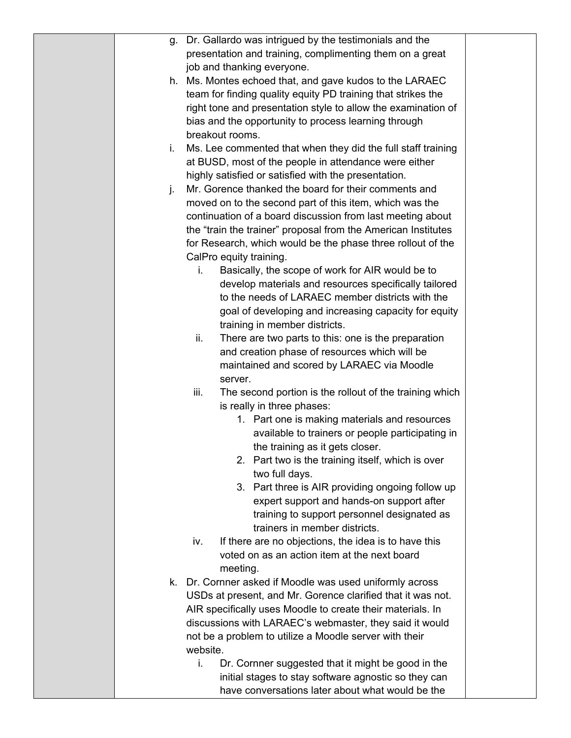g. Dr. Gallardo was intrigued by the testimonials and the presentation and training, complimenting them on a great job and thanking everyone.

h. Ms. Montes echoed that, and gave kudos to the LARAEC team for finding quality equity PD training that strikes the right tone and presentation style to allow the examination of bias and the opportunity to process learning through breakout rooms.

i. Ms. Lee commented that when they did the full staff training at BUSD, most of the people in attendance were either highly satisfied or satisfied with the presentation.

j. Mr. Gorence thanked the board for their comments and moved on to the second part of this item, which was the continuation of a board discussion from last meeting about the "train the trainer" proposal from the American Institutes for Research, which would be the phase three rollout of the CalPro equity training.

   i. Basically, the scope of work for AIR would be to develop materials and resources specifically tailored to the needs of LARAEC member districts with the goal of developing and increasing capacity for equity training in member districts.

   ii. There are two parts to this: one is the preparation and creation phase of resources which will be maintained and scored by LARAEC via Moodle server.

   iii. The second portion is the rollout of the training which is really in three phases:

      1. Part one is making materials and resources available to trainers or people participating in the training as it gets closer.
      2. Part two is the training itself, which is over two full days.
      3. Part three is AIR providing ongoing follow up expert support and hands-on support after training to support personnel designated as trainers in member districts.

   iv. If there are no objections, the idea is to have this voted on as an action item at the next board meeting.

k. Dr. Cornner asked if Moodle was used uniformly across USDs at present, and Mr. Gorence clarified that it was not. AIR specifically uses Moodle to create their materials. In discussions with LARAEC's webmaster, they said it would not be a problem to utilize a Moodle server with their website.

   i. Dr. Cornner suggested that it might be good in the initial stages to stay software agnostic so they can have conversations later about what would be the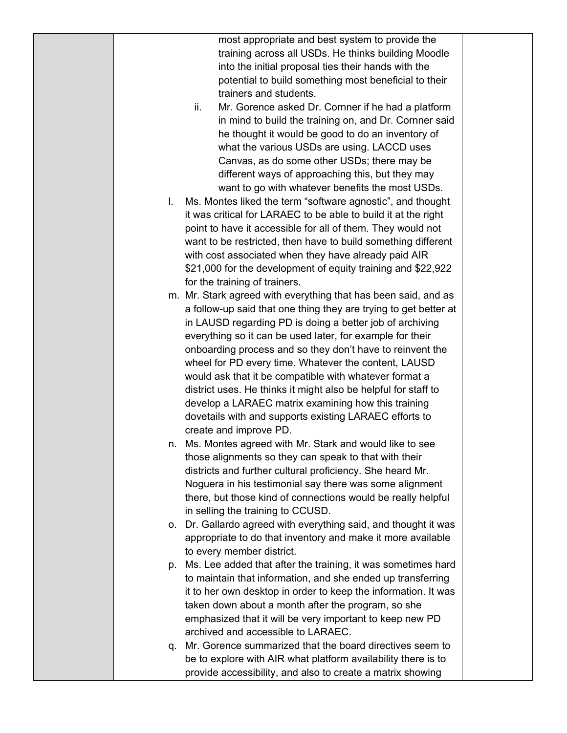most appropriate and best system to provide the training across all USDs. He thinks building Moodle into the initial proposal ties their hands with the potential to build something most beneficial to their trainers and students.

   ii. Mr. Gorence asked Dr. Cornner if he had a platform in mind to build the training on, and Dr. Cornner said he thought it would be good to do an inventory of what the various USDs are using. LACCD uses Canvas, as do some other USDs; there may be different ways of approaching this, but they may want to go with whatever benefits the most USDs.

l. Ms. Montes liked the term "software agnostic", and thought it was critical for LARAEC to be able to build it at the right point to have it accessible for all of them. They would not want to be restricted, then have to build something different with cost associated when they have already paid AIR $21,000 for the development of equity training and $22,922 for the training of trainers.

m. Mr. Stark agreed with everything that has been said, and as a follow-up said that one thing they are trying to get better at in LAUSD regarding PD is doing a better job of archiving everything so it can be used later, for example for their onboarding process and so they don't have to reinvent the wheel for PD every time. Whatever the content, LAUSD would ask that it be compatible with whatever format a district uses. He thinks it might also be helpful for staff to develop a LARAEC matrix examining how this training dovetails with and supports existing LARAEC efforts to create and improve PD.

n. Ms. Montes agreed with Mr. Stark and would like to see those alignments so they can speak to that with their districts and further cultural proficiency. She heard Mr. Noguera in his testimonial say there was some alignment there, but those kind of connections would be really helpful in selling the training to CCUSD.

o. Dr. Gallardo agreed with everything said, and thought it was appropriate to do that inventory and make it more available to every member district.

p. Ms. Lee added that after the training, it was sometimes hard to maintain that information, and she ended up transferring it to her own desktop in order to keep the information. It was taken down about a month after the program, so she emphasized that it will be very important to keep new PD archived and accessible to LARAEC.

q. Mr. Gorence summarized that the board directives seem to be to explore with AIR what platform availability there is to provide accessibility, and also to create a matrix showing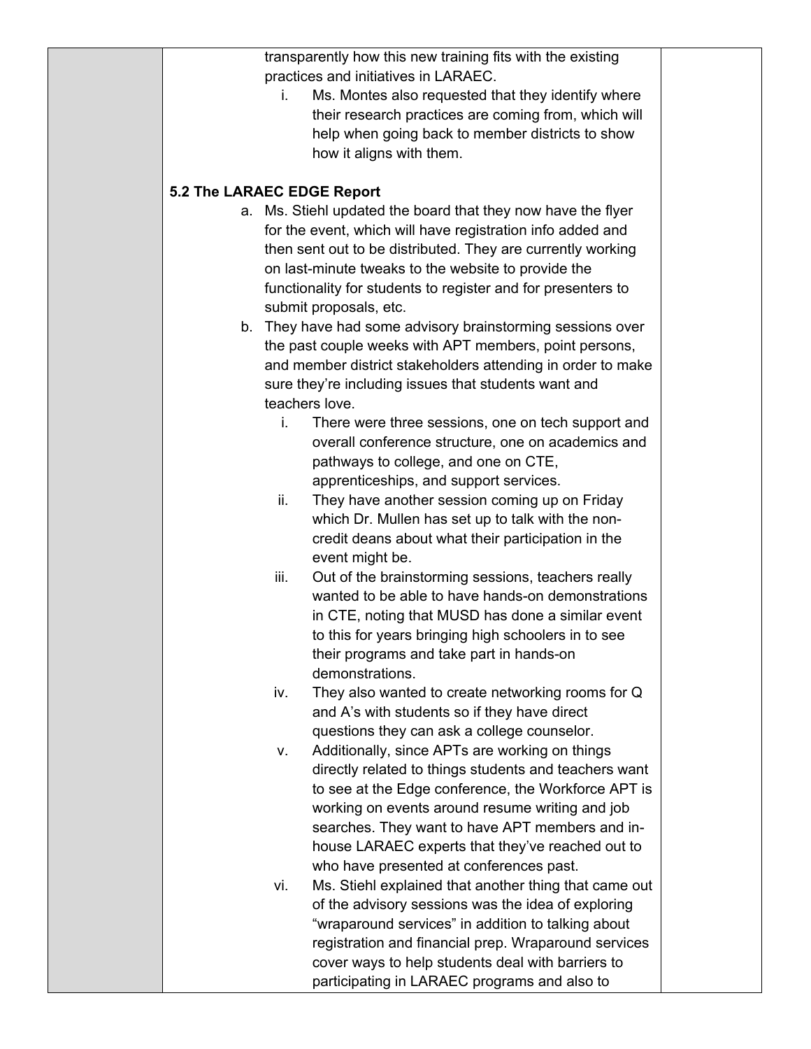transparently how this new training fits with the existing practices and initiatives in LARAEC.

i. Ms. Montes also requested that they identify where their research practices are coming from, which will help when going back to member districts to show how it aligns with them.

**5.2 The LARAEC EDGE Report**

a. Ms. Stiehl updated the board that they now have the flyer for the event, which will have registration info added and then sent out to be distributed. They are currently working on last-minute tweaks to the website to provide the functionality for students to register and for presenters to submit proposals, etc.

b. They have had some advisory brainstorming sessions over the past couple weeks with APT members, point persons, and member district stakeholders attending in order to make sure they're including issues that students want and teachers love.

   i. There were three sessions, one on tech support and overall conference structure, one on academics and pathways to college, and one on CTE, apprenticeships, and support services.

   ii. They have another session coming up on Friday which Dr. Mullen has set up to talk with the non-credit deans about what their participation in the event might be.

   iii. Out of the brainstorming sessions, teachers really wanted to be able to have hands-on demonstrations in CTE, noting that MUSD has done a similar event to this for years bringing high schoolers in to see their programs and take part in hands-on demonstrations.

   iv. They also wanted to create networking rooms for Q and A's with students so if they have direct questions they can ask a college counselor.

   v. Additionally, since APTs are working on things directly related to things students and teachers want to see at the Edge conference, the Workforce APT is working on events around resume writing and job searches. They want to have APT members and in-house LARAEC experts that they've reached out to who have presented at conferences past.

   vi. Ms. Stiehl explained that another thing that came out of the advisory sessions was the idea of exploring "wraparound services" in addition to talking about registration and financial prep. Wraparound services cover ways to help students deal with barriers to participating in LARAEC programs and also to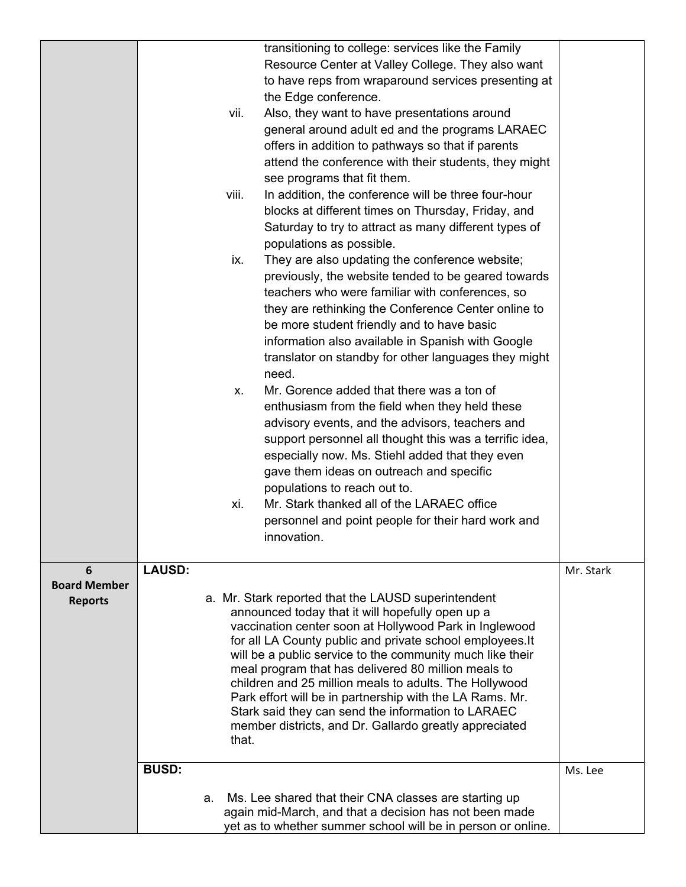| | | |
|---|---|---|
| | transitioning to college: services like the Family Resource Center at Valley College. They also want to have reps from wraparound services presenting at the Edge conference.<br>vii. Also, they want to have presentations around general around adult ed and the programs LARAEC offers in addition to pathways so that if parents attend the conference with their students, they might see programs that fit them.<br>viii. In addition, the conference will be three four-hour blocks at different times on Thursday, Friday, and Saturday to try to attract as many different types of populations as possible.<br>ix. They are also updating the conference website; previously, the website tended to be geared towards teachers who were familiar with conferences, so they are rethinking the Conference Center online to be more student friendly and to have basic information also available in Spanish with Google translator on standby for other languages they might need.<br>x. Mr. Gorence added that there was a ton of enthusiasm from the field when they held these advisory events, and the advisors, teachers and support personnel all thought this was a terrific idea, especially now. Ms. Stiehl added that they even gave them ideas on outreach and specific populations to reach out to.<br>xi. Mr. Stark thanked all of the LARAEC office personnel and point people for their hard work and innovation. | |
| **6**<br>**Board Member Reports** | **LAUSD:**<br><br>a. Mr. Stark reported that the LAUSD superintendent announced today that it will hopefully open up a vaccination center soon at Hollywood Park in Inglewood for all LA County public and private school employees.It will be a public service to the community much like their meal program that has delivered 80 million meals to children and 25 million meals to adults. The Hollywood Park effort will be in partnership with the LA Rams. Mr. Stark said they can send the information to LARAEC member districts, and Dr. Gallardo greatly appreciated that. | Mr. Stark |
| | **BUSD:**<br><br>a. Ms. Lee shared that their CNA classes are starting up again mid-March, and that a decision has not been made yet as to whether summer school will be in person or online. | Ms. Lee |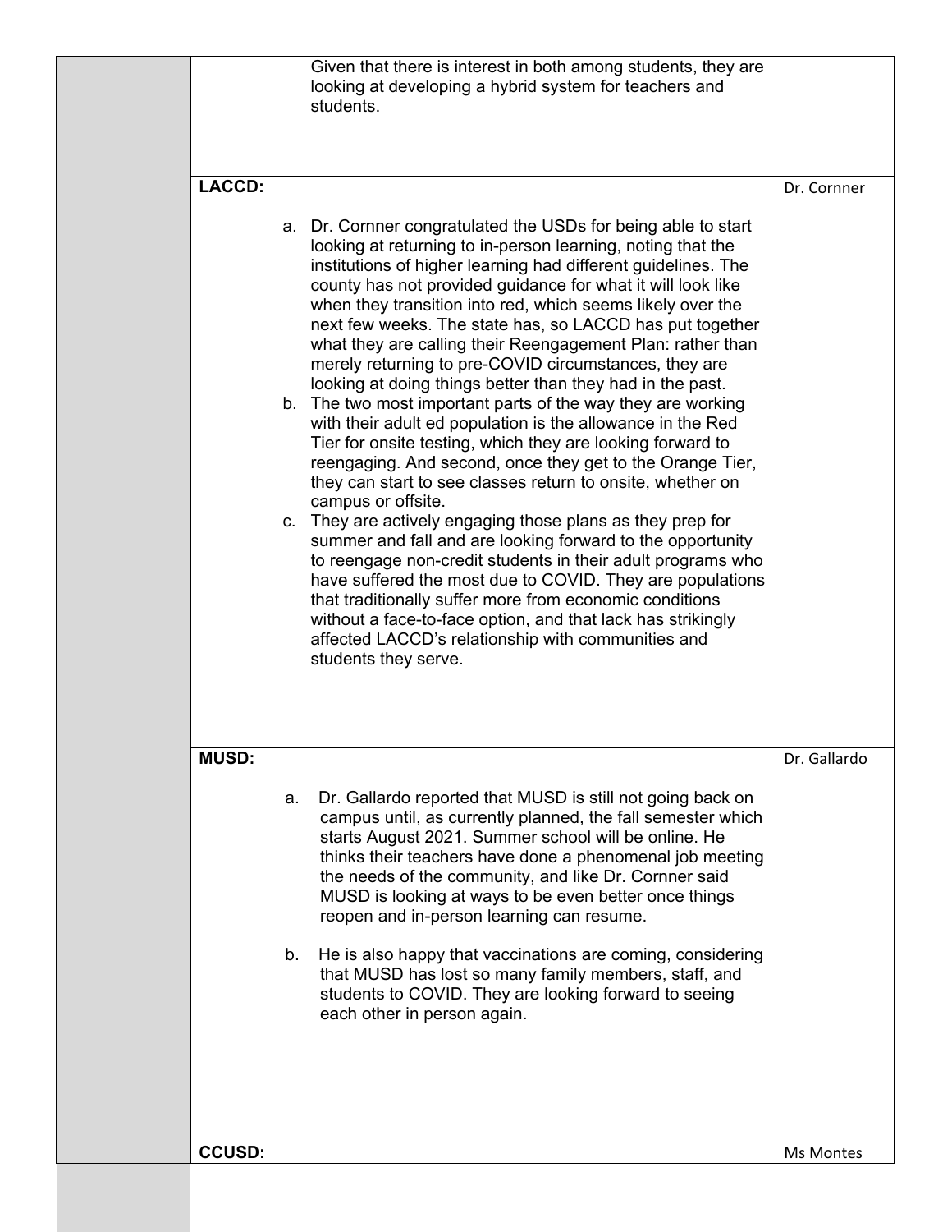| | | |
|---|---|---|
| | Given that there is interest in both among students, they are looking at developing a hybrid system for teachers and students. | |
| | **LACCD:**<br><br>a. Dr. Cornner congratulated the USDs for being able to start looking at returning to in-person learning, noting that the institutions of higher learning had different guidelines. The county has not provided guidance for what it will look like when they transition into red, which seems likely over the next few weeks. The state has, so LACCD has put together what they are calling their Reengagement Plan: rather than merely returning to pre-COVID circumstances, they are looking at doing things better than they had in the past.<br>b. The two most important parts of the way they are working with their adult ed population is the allowance in the Red Tier for onsite testing, which they are looking forward to reengaging. And second, once they get to the Orange Tier, they can start to see classes return to onsite, whether on campus or offsite.<br>c. They are actively engaging those plans as they prep for summer and fall and are looking forward to the opportunity to reengage non-credit students in their adult programs who have suffered the most due to COVID. They are populations that traditionally suffer more from economic conditions without a face-to-face option, and that lack has strikingly affected LACCD's relationship with communities and students they serve. | Dr. Cornner |
| | **MUSD:**<br><br>a. Dr. Gallardo reported that MUSD is still not going back on campus until, as currently planned, the fall semester which starts August 2021. Summer school will be online. He thinks their teachers have done a phenomenal job meeting the needs of the community, and like Dr. Cornner said MUSD is looking at ways to be even better once things reopen and in-person learning can resume.<br><br>b. He is also happy that vaccinations are coming, considering that MUSD has lost so many family members, staff, and students to COVID. They are looking forward to seeing each other in person again. | Dr. Gallardo |
| | **CCUSD:** | Ms Montes |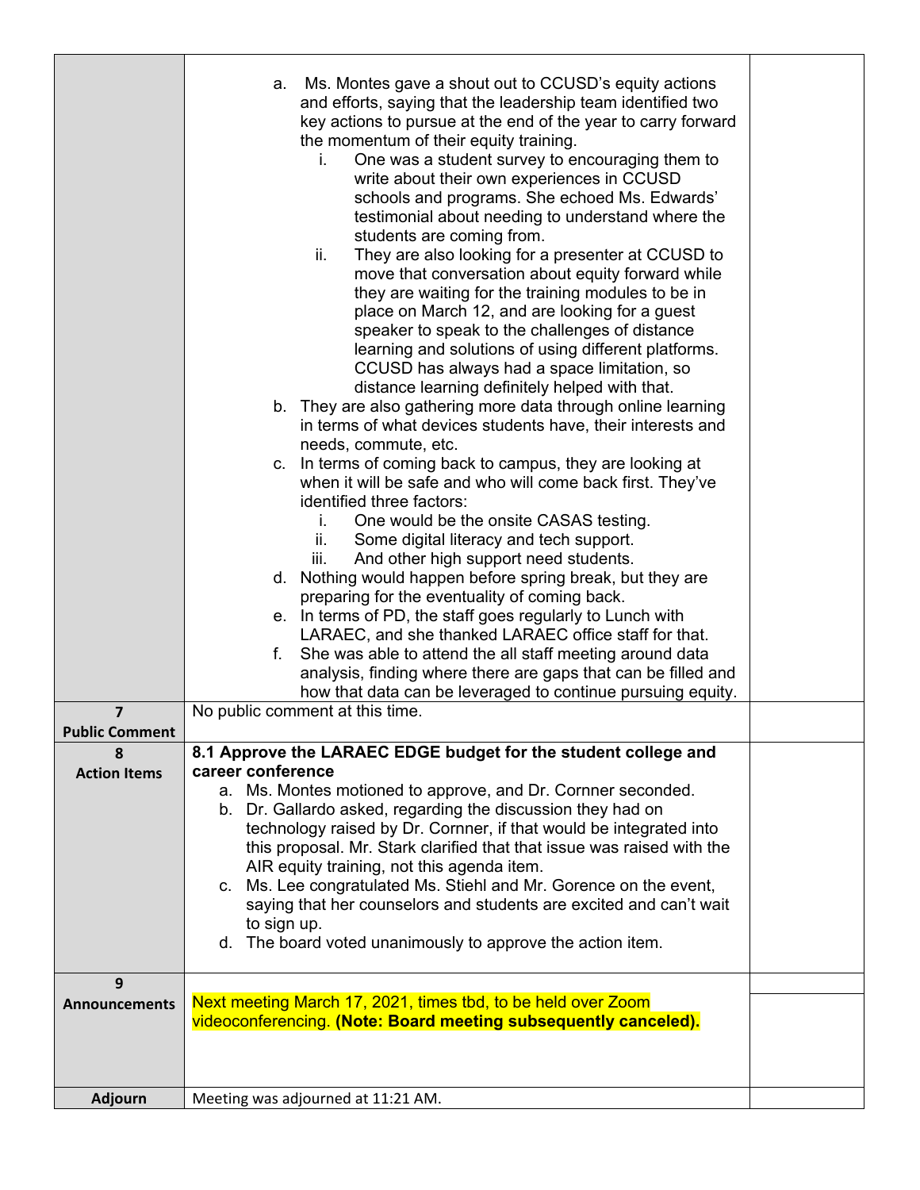| | | |
|---|---|---|
| | a. Ms. Montes gave a shout out to CCUSD's equity actions and efforts, saying that the leadership team identified two key actions to pursue at the end of the year to carry forward the momentum of their equity training.<br>i. One was a student survey to encouraging them to write about their own experiences in CCUSD schools and programs. She echoed Ms. Edwards' testimonial about needing to understand where the students are coming from.<br>ii. They are also looking for a presenter at CCUSD to move that conversation about equity forward while they are waiting for the training modules to be in place on March 12, and are looking for a guest speaker to speak to the challenges of distance learning and solutions of using different platforms. CCUSD has always had a space limitation, so distance learning definitely helped with that.<br>b. They are also gathering more data through online learning in terms of what devices students have, their interests and needs, commute, etc.<br>c. In terms of coming back to campus, they are looking at when it will be safe and who will come back first. They've identified three factors:<br>i. One would be the onsite CASAS testing.<br>ii. Some digital literacy and tech support.<br>iii. And other high support need students.<br>d. Nothing would happen before spring break, but they are preparing for the eventuality of coming back.<br>e. In terms of PD, the staff goes regularly to Lunch with LARAEC, and she thanked LARAEC office staff for that.<br>f. She was able to attend the all staff meeting around data analysis, finding where there are gaps that can be filled and how that data can be leveraged to continue pursuing equity. | |
| **7 Public Comment** | No public comment at this time. | |
| **8 Action Items** | **8.1 Approve the LARAEC EDGE budget for the student college and career conference**<br>a. Ms. Montes motioned to approve, and Dr. Cornner seconded.<br>b. Dr. Gallardo asked, regarding the discussion they had on technology raised by Dr. Cornner, if that would be integrated into this proposal. Mr. Stark clarified that that issue was raised with the AIR equity training, not this agenda item.<br>c. Ms. Lee congratulated Ms. Stiehl and Mr. Gorence on the event, saying that her counselors and students are excited and can't wait to sign up.<br>d. The board voted unanimously to approve the action item. | |
| **9 Announcements** | Next meeting March 17, 2021, times tbd, to be held over Zoom videoconferencing. **(Note: Board meeting subsequently canceled).** | |
| **Adjourn** | Meeting was adjourned at 11:21 AM. | |